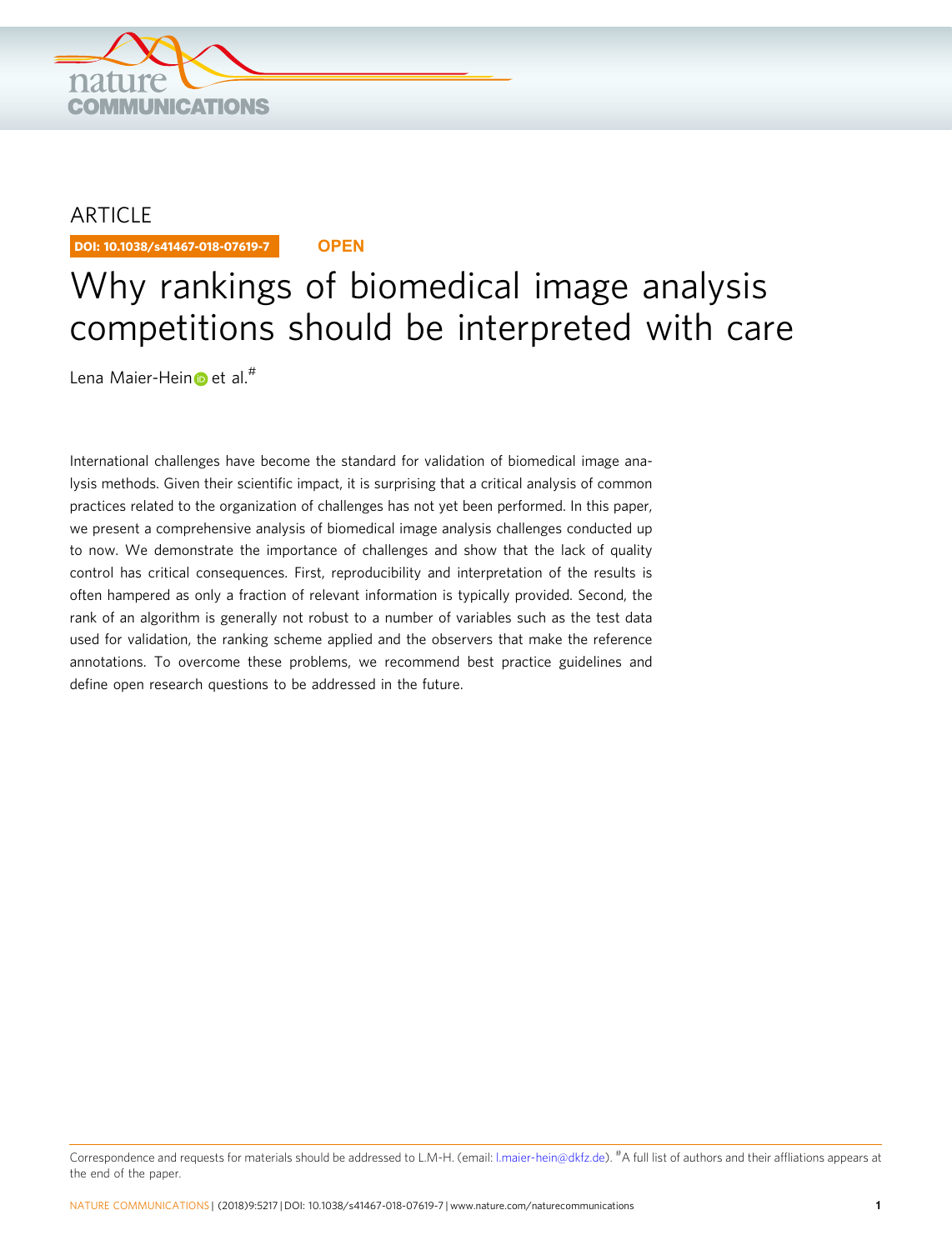ARTICLE

DOI: 10.1038/s41467-018-07619-7 **OPEN**

# Why rankings of biomedical image analysis competitions should be interpreted with care

Lena Maier-Hein et al.[#]

International challenges have become the standard for validation of biomedical image analysis methods. Given their scientific impact, it is surprising that a critical analysis of common practices related to the organization of challenges has not yet been performed. In this paper, we present a comprehensive analysis of biomedical image analysis challenges conducted up to now. We demonstrate the importance of challenges and show that the lack of quality control has critical consequences. First, reproducibility and interpretation of the results is often hampered as only a fraction of relevant information is typically provided. Second, the rank of an algorithm is generally not robust to a number of variables such as the test data used for validation, the ranking scheme applied and the observers that make the reference annotations. To overcome these problems, we recommend best practice guidelines and define open research questions to be addressed in the future.

Correspondence and requests for materials should be addressed to L.M-H. (email: l.maier-hein@dkfz.de). [#]A full list of authors and their affliations appears at the end of the paper.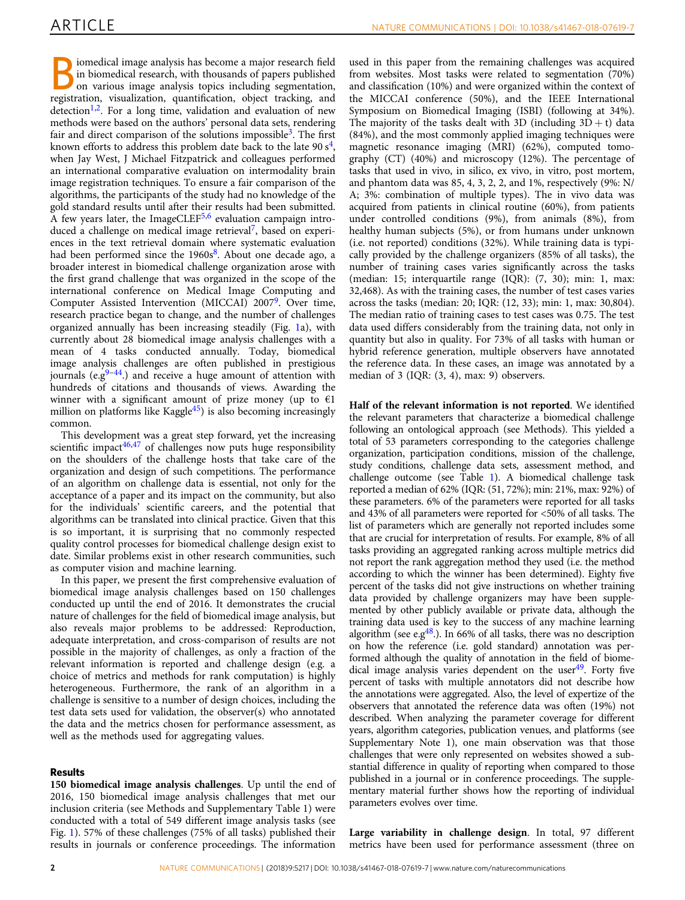Biomedical image analysis has become a major research field in biomedical research, with thousands of papers published on various image analysis topics including segmentation, registration, visualization, quantification, object tracking, and detection[1,2]. For a long time, validation and evaluation of new methods were based on the authors' personal data sets, rendering fair and direct comparison of the solutions impossible[3]. The first known efforts to address this problem date back to the late 90 s[4], when Jay West, J Michael Fitzpatrick and colleagues performed an international comparative evaluation on intermodality brain image registration techniques. To ensure a fair comparison of the algorithms, the participants of the study had no knowledge of the gold standard results until after their results had been submitted. A few years later, the ImageCLEF[5,6] evaluation campaign introduced a challenge on medical image retrieval[7], based on experiences in the text retrieval domain where systematic evaluation had been performed since the 1960s[8]. About one decade ago, a broader interest in biomedical challenge organization arose with the first grand challenge that was organized in the scope of the international conference on Medical Image Computing and Computer Assisted Intervention (MICCAI) 2007[9]. Over time, research practice began to change, and the number of challenges organized annually has been increasing steadily (Fig. 1a), with currently about 28 biomedical image analysis challenges with a mean of 4 tasks conducted annually. Today, biomedical image analysis challenges are often published in prestigious journals (e.g[9–44].) and receive a huge amount of attention with hundreds of citations and thousands of views. Awarding the winner with a significant amount of prize money (up to €1 million on platforms like Kaggle[45]) is also becoming increasingly common.

This development was a great step forward, yet the increasing scientific impact[46,47] of challenges now puts huge responsibility on the shoulders of the challenge hosts that take care of the organization and design of such competitions. The performance of an algorithm on challenge data is essential, not only for the acceptance of a paper and its impact on the community, but also for the individuals' scientific careers, and the potential that algorithms can be translated into clinical practice. Given that this is so important, it is surprising that no commonly respected quality control processes for biomedical challenge design exist to date. Similar problems exist in other research communities, such as computer vision and machine learning.

In this paper, we present the first comprehensive evaluation of biomedical image analysis challenges based on 150 challenges conducted up until the end of 2016. It demonstrates the crucial nature of challenges for the field of biomedical image analysis, but also reveals major problems to be addressed: Reproduction, adequate interpretation, and cross-comparison of results are not possible in the majority of challenges, as only a fraction of the relevant information is reported and challenge design (e.g. a choice of metrics and methods for rank computation) is highly heterogeneous. Furthermore, the rank of an algorithm in a challenge is sensitive to a number of design choices, including the test data sets used for validation, the observer(s) who annotated the data and the metrics chosen for performance assessment, as well as the methods used for aggregating values.

## Results

**150 biomedical image analysis challenges**. Up until the end of 2016, 150 biomedical image analysis challenges that met our inclusion criteria (see Methods and Supplementary Table 1) were conducted with a total of 549 different image analysis tasks (see Fig. 1). 57% of these challenges (75% of all tasks) published their results in journals or conference proceedings. The information used in this paper from the remaining challenges was acquired from websites. Most tasks were related to segmentation (70%) and classification (10%) and were organized within the context of the MICCAI conference (50%), and the IEEE International Symposium on Biomedical Imaging (ISBI) (following at 34%). The majority of the tasks dealt with 3D (including 3D + t) data (84%), and the most commonly applied imaging techniques were magnetic resonance imaging (MRI) (62%), computed tomography (CT) (40%) and microscopy (12%). The percentage of tasks that used in vivo, in silico, ex vivo, in vitro, post mortem, and phantom data was 85, 4, 3, 2, 2, and 1%, respectively (9%: N/A; 3%: combination of multiple types). The in vivo data was acquired from patients in clinical routine (60%), from patients under controlled conditions (9%), from animals (8%), from healthy human subjects (5%), or from humans under unknown (i.e. not reported) conditions (32%). While training data is typically provided by the challenge organizers (85% of all tasks), the number of training cases varies significantly across the tasks (median: 15; interquartile range (IQR): (7, 30); min: 1, max: 32,468). As with the training cases, the number of test cases varies across the tasks (median: 20; IQR: (12, 33); min: 1, max: 30,804). The median ratio of training cases to test cases was 0.75. The test data used differs considerably from the training data, not only in quantity but also in quality. For 73% of all tasks with human or hybrid reference generation, multiple observers have annotated the reference data. In these cases, an image was annotated by a median of 3 (IQR: (3, 4), max: 9) observers.

**Half of the relevant information is not reported**. We identified the relevant parameters that characterize a biomedical challenge following an ontological approach (see Methods). This yielded a total of 53 parameters corresponding to the categories challenge organization, participation conditions, mission of the challenge, study conditions, challenge data sets, assessment method, and challenge outcome (see Table 1). A biomedical challenge task reported a median of 62% (IQR: (51, 72%); min: 21%, max: 92%) of these parameters. 6% of the parameters were reported for all tasks and 43% of all parameters were reported for <50% of all tasks. The list of parameters which are generally not reported includes some that are crucial for interpretation of results. For example, 8% of all tasks providing an aggregated ranking across multiple metrics did not report the rank aggregation method they used (i.e. the method according to which the winner has been determined). Eighty five percent of the tasks did not give instructions on whether training data provided by challenge organizers may have been supplemented by other publicly available or private data, although the training data used is key to the success of any machine learning algorithm (see e.g[48].). In 66% of all tasks, there was no description on how the reference (i.e. gold standard) annotation was performed although the quality of annotation in the field of biomedical image analysis varies dependent on the user[49]. Forty five percent of tasks with multiple annotators did not describe how the annotations were aggregated. Also, the level of expertize of the observers that annotated the reference data was often (19%) not described. When analyzing the parameter coverage for different years, algorithm categories, publication venues, and platforms (see Supplementary Note 1), one main observation was that those challenges that were only represented on websites showed a substantial difference in quality of reporting when compared to those published in a journal or in conference proceedings. The supplementary material further shows how the reporting of individual parameters evolves over time.

**Large variability in challenge design**. In total, 97 different metrics have been used for performance assessment (three on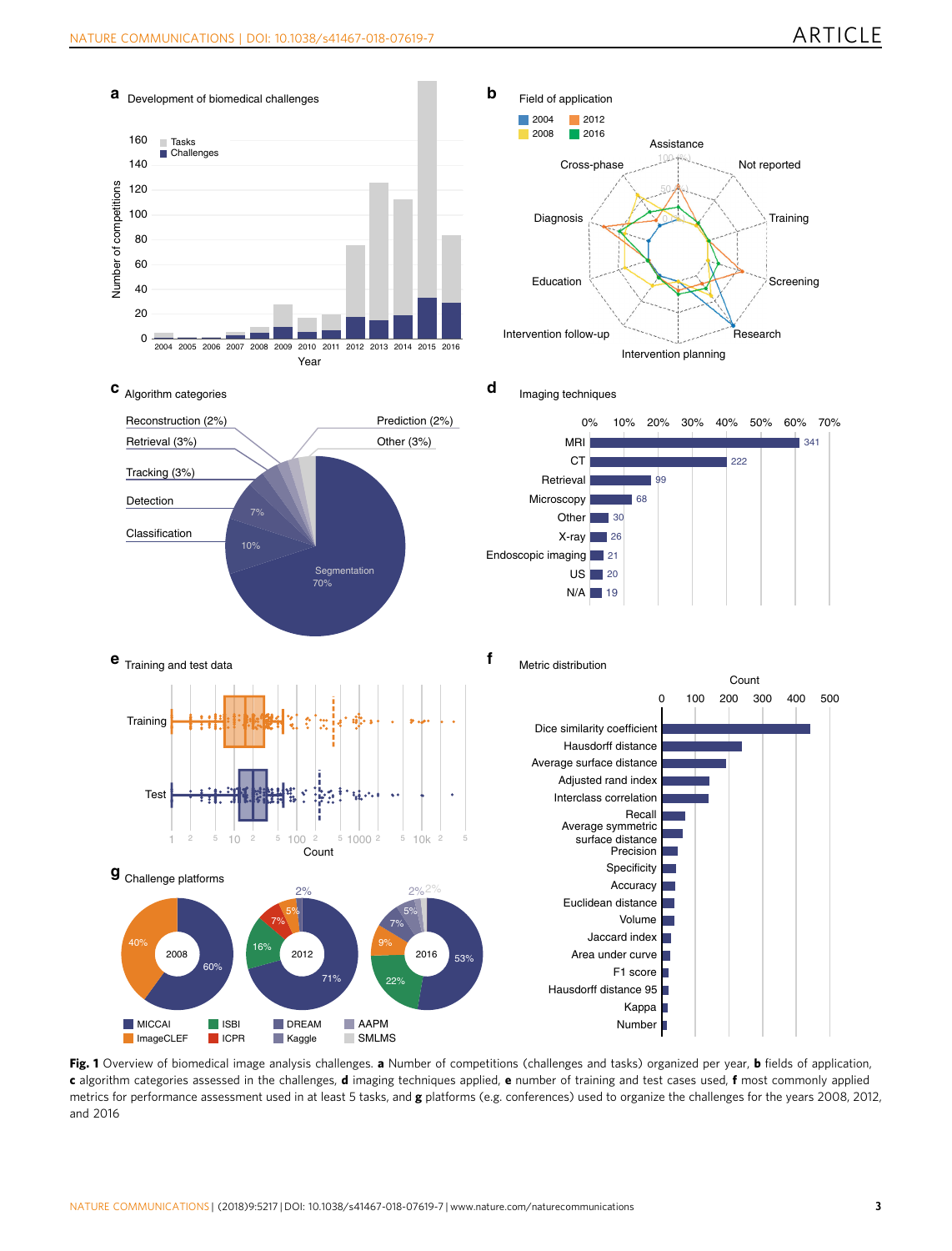Fig. 1 Overview of biomedical image analysis challenges. **a** Number of competitions (challenges and tasks) organized per year, **b** fields of application, **c** algorithm categories assessed in the challenges, **d** imaging techniques applied, **e** number of training and test cases used, **f** most commonly applied metrics for performance assessment used in at least 5 tasks, and **g** platforms (e.g. conferences) used to organize the challenges for the years 2008, 2012, and 2016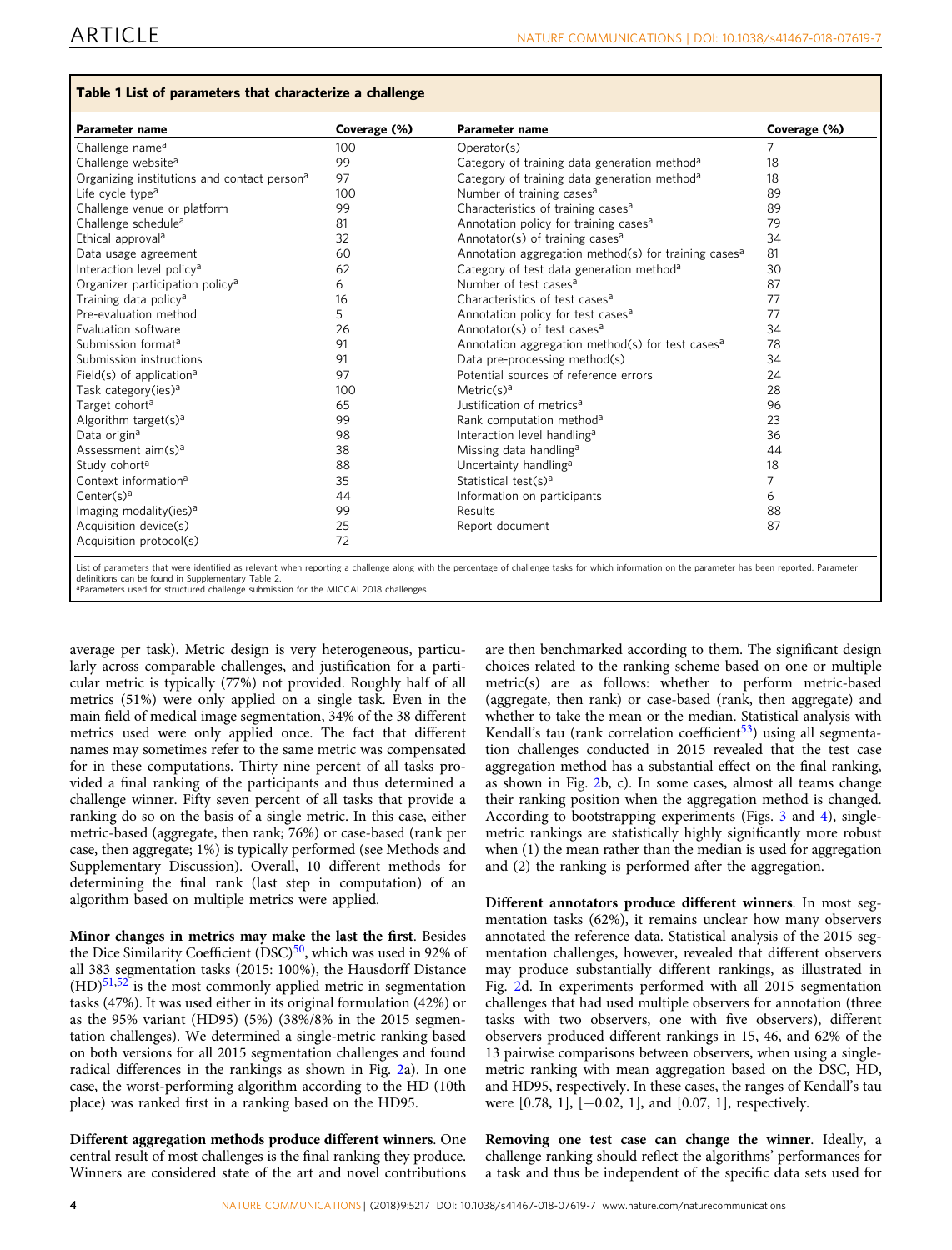**Table 1 List of parameters that characterize a challenge**

| Parameter name | Coverage (%) | Parameter name | Coverage (%) |
|---|---|---|---|
| Challenge name[a] | 100 | Operator(s) | 7 |
| Challenge website[a] | 99 | Category of training data generation method[a] | 18 |
| Organizing institutions and contact person[a] | 97 | Category of training data generation method[a] | 18 |
| Life cycle type[a] | 100 | Number of training cases[a] | 89 |
| Challenge venue or platform | 99 | Characteristics of training cases[a] | 89 |
| Challenge schedule[a] | 81 | Annotation policy for training cases[a] | 79 |
| Ethical approval[a] | 32 | Annotator(s) of training cases[a] | 34 |
| Data usage agreement | 60 | Annotation aggregation method(s) for training cases[a] | 81 |
| Interaction level policy[a] | 62 | Category of test data generation method[a] | 30 |
| Organizer participation policy[a] | 6 | Number of test cases[a] | 87 |
| Training data policy[a] | 16 | Characteristics of test cases[a] | 77 |
| Pre-evaluation method | 5 | Annotation policy for test cases[a] | 77 |
| Evaluation software | 26 | Annotator(s) of test cases[a] | 34 |
| Submission format[a] | 91 | Annotation aggregation method(s) for test cases[a] | 78 |
| Submission instructions | 91 | Data pre-processing method(s) | 34 |
| Field(s) of application[a] | 97 | Potential sources of reference errors | 24 |
| Task category(ies)[a] | 100 | Metric(s)[a] | 28 |
| Target cohort[a] | 65 | Justification of metrics[a] | 96 |
| Algorithm target(s)[a] | 99 | Rank computation method[a] | 23 |
| Data origin[a] | 98 | Interaction level handling[a] | 36 |
| Assessment aim(s)[a] | 38 | Missing data handling[a] | 44 |
| Study cohort[a] | 88 | Uncertainty handling[a] | 18 |
| Context information[a] | 35 | Statistical test(s)[a] | 7 |
| Center(s)[a] | 44 | Information on participants | 6 |
| Imaging modality(ies)[a] | 99 | Results | 88 |
| Acquisition device(s) | 25 | Report document | 87 |
| Acquisition protocol(s) | 72 | | |

List of parameters that were identified as relevant when reporting a challenge along with the percentage of challenge tasks for which information on the parameter has been reported. Parameter definitions can be found in Supplementary Table 2.
[a]Parameters used for structured challenge submission for the MICCAI 2018 challenges

average per task). Metric design is very heterogeneous, particularly across comparable challenges, and justification for a particular metric is typically (77%) not provided. Roughly half of all metrics (51%) were only applied on a single task. Even in the main field of medical image segmentation, 34% of the 38 different metrics used were only applied once. The fact that different names may sometimes refer to the same metric was compensated for in these computations. Thirty nine percent of all tasks provided a final ranking of the participants and thus determined a challenge winner. Fifty seven percent of all tasks that provide a ranking do so on the basis of a single metric. In this case, either metric-based (aggregate, then rank; 76%) or case-based (rank per case, then aggregate; 1%) is typically performed (see Methods and Supplementary Discussion). Overall, 10 different methods for determining the final rank (last step in computation) of an algorithm based on multiple metrics were applied.

**Minor changes in metrics may make the last the first**. Besides the Dice Similarity Coefficient (DSC)[50], which was used in 92% of all 383 segmentation tasks (2015: 100%), the Hausdorff Distance (HD)[51,52] is the most commonly applied metric in segmentation tasks (47%). It was used either in its original formulation (42%) or as the 95% variant (HD95) (5%) (38%/8% in the 2015 segmentation challenges). We determined a single-metric ranking based on both versions for all 2015 segmentation challenges and found radical differences in the rankings as shown in Fig. 2a). In one case, the worst-performing algorithm according to the HD (10th place) was ranked first in a ranking based on the HD95.

**Different aggregation methods produce different winners**. One central result of most challenges is the final ranking they produce. Winners are considered state of the art and novel contributions are then benchmarked according to them. The significant design choices related to the ranking scheme based on one or multiple metric(s) are as follows: whether to perform metric-based (aggregate, then rank) or case-based (rank, then aggregate) and whether to take the mean or the median. Statistical analysis with Kendall's tau (rank correlation coefficient[53]) using all segmentation challenges conducted in 2015 revealed that the test case aggregation method has a substantial effect on the final ranking, as shown in Fig. 2b, c). In some cases, almost all teams change their ranking position when the aggregation method is changed. According to bootstrapping experiments (Figs. 3 and 4), single-metric rankings are statistically highly significantly more robust when (1) the mean rather than the median is used for aggregation and (2) the ranking is performed after the aggregation.

**Different annotators produce different winners**. In most segmentation tasks (62%), it remains unclear how many observers annotated the reference data. Statistical analysis of the 2015 segmentation challenges, however, revealed that different observers may produce substantially different rankings, as illustrated in Fig. 2d. In experiments performed with all 2015 segmentation challenges that had used multiple observers for annotation (three tasks with two observers, one with five observers), different observers produced different rankings in 15, 46, and 62% of the 13 pairwise comparisons between observers, when using a single-metric ranking with mean aggregation based on the DSC, HD, and HD95, respectively. In these cases, the ranges of Kendall's tau were [0.78, 1], [−0.02, 1], and [0.07, 1], respectively.

**Removing one test case can change the winner**. Ideally, a challenge ranking should reflect the algorithms' performances for a task and thus be independent of the specific data sets used for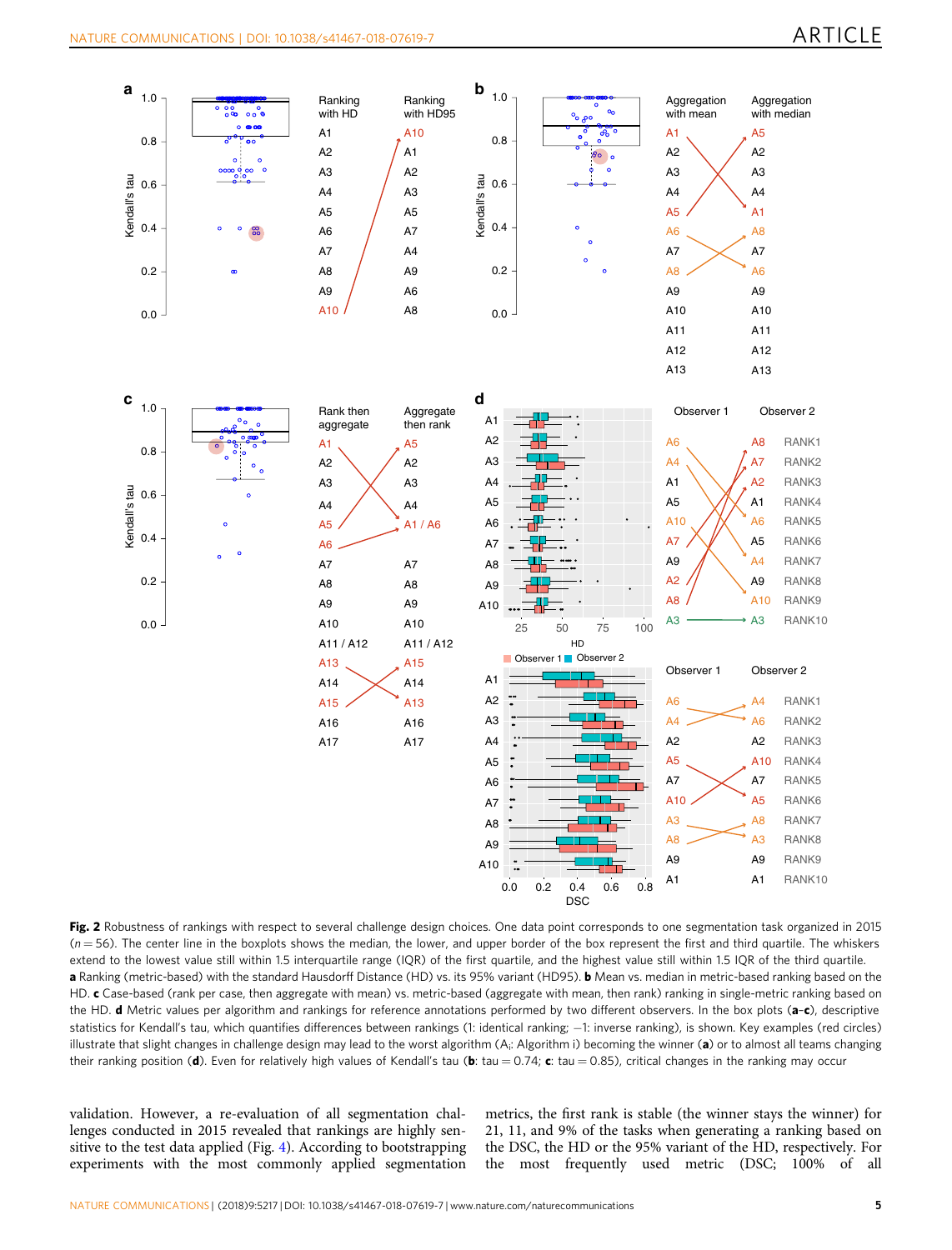**Fig. 2** Robustness of rankings with respect to several challenge design choices. One data point corresponds to one segmentation task organized in 2015 ($n = 56$). The center line in the boxplots shows the median, the lower, and upper border of the box represent the first and third quartile. The whiskers extend to the lowest value still within 1.5 interquartile range (IQR) of the first quartile, and the highest value still within 1.5 IQR of the third quartile. **a** Ranking (metric-based) with the standard Hausdorff Distance (HD) vs. its 95% variant (HD95). **b** Mean vs. median in metric-based ranking based on the HD. **c** Case-based (rank per case, then aggregate with mean) vs. metric-based (aggregate with mean, then rank) ranking in single-metric ranking based on the HD. **d** Metric values per algorithm and rankings for reference annotations performed by two different observers. In the box plots (**a**–**c**), descriptive statistics for Kendall's tau, which quantifies differences between rankings (1: identical ranking; −1: inverse ranking), is shown. Key examples (red circles) illustrate that slight changes in challenge design may lead to the worst algorithm ($A_i$: Algorithm i) becoming the winner (**a**) or to almost all teams changing their ranking position (**d**). Even for relatively high values of Kendall's tau (**b**: tau = 0.74; **c**: tau = 0.85), critical changes in the ranking may occur

validation. However, a re-evaluation of all segmentation challenges conducted in 2015 revealed that rankings are highly sensitive to the test data applied (Fig. 4). According to bootstrapping experiments with the most commonly applied segmentation metrics, the first rank is stable (the winner stays the winner) for 21, 11, and 9% of the tasks when generating a ranking based on the DSC, the HD or the 95% variant of the HD, respectively. For the most frequently used metric (DSC; 100% of all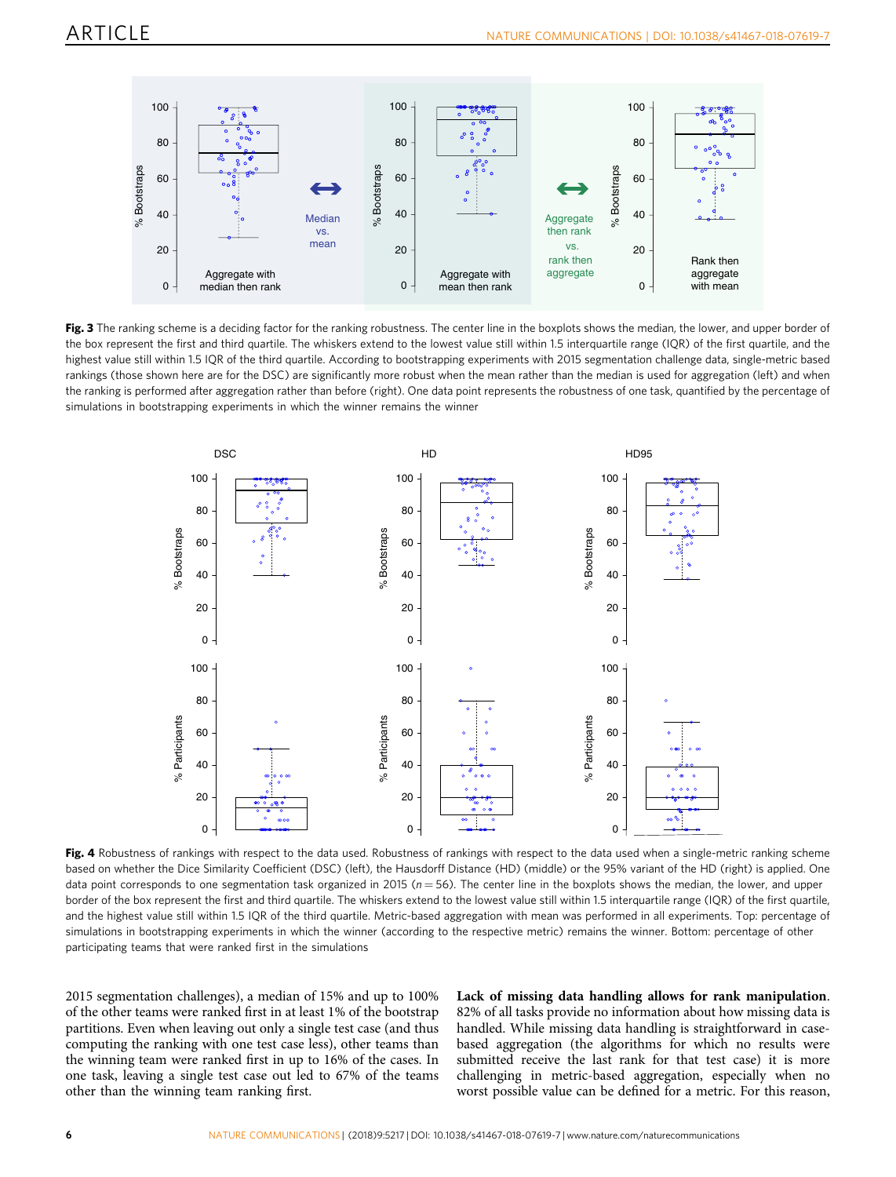**Fig. 3** The ranking scheme is a deciding factor for the ranking robustness. The center line in the boxplots shows the median, the lower, and upper border of the box represent the first and third quartile. The whiskers extend to the lowest value still within 1.5 interquartile range (IQR) of the first quartile, and the highest value still within 1.5 IQR of the third quartile. According to bootstrapping experiments with 2015 segmentation challenge data, single-metric based rankings (those shown here are for the DSC) are significantly more robust when the mean rather than the median is used for aggregation (left) and when the ranking is performed after aggregation rather than before (right). One data point represents the robustness of one task, quantified by the percentage of simulations in bootstrapping experiments in which the winner remains the winner

**Fig. 4** Robustness of rankings with respect to the data used. Robustness of rankings with respect to the data used when a single-metric ranking scheme based on whether the Dice Similarity Coefficient (DSC) (left), the Hausdorff Distance (HD) (middle) or the 95% variant of the HD (right) is applied. One data point corresponds to one segmentation task organized in 2015 ($n = 56$). The center line in the boxplots shows the median, the lower, and upper border of the box represent the first and third quartile. The whiskers extend to the lowest value still within 1.5 interquartile range (IQR) of the first quartile, and the highest value still within 1.5 IQR of the third quartile. Metric-based aggregation with mean was performed in all experiments. Top: percentage of simulations in bootstrapping experiments in which the winner (according to the respective metric) remains the winner. Bottom: percentage of other participating teams that were ranked first in the simulations

2015 segmentation challenges), a median of 15% and up to 100% of the other teams were ranked first in at least 1% of the bootstrap partitions. Even when leaving out only a single test case (and thus computing the ranking with one test case less), other teams than the winning team were ranked first in up to 16% of the cases. In one task, leaving a single test case out led to 67% of the teams other than the winning team ranking first.

**Lack of missing data handling allows for rank manipulation**. 82% of all tasks provide no information about how missing data is handled. While missing data handling is straightforward in case-based aggregation (the algorithms for which no results were submitted receive the last rank for that test case) it is more challenging in metric-based aggregation, especially when no worst possible value can be defined for a metric. For this reason,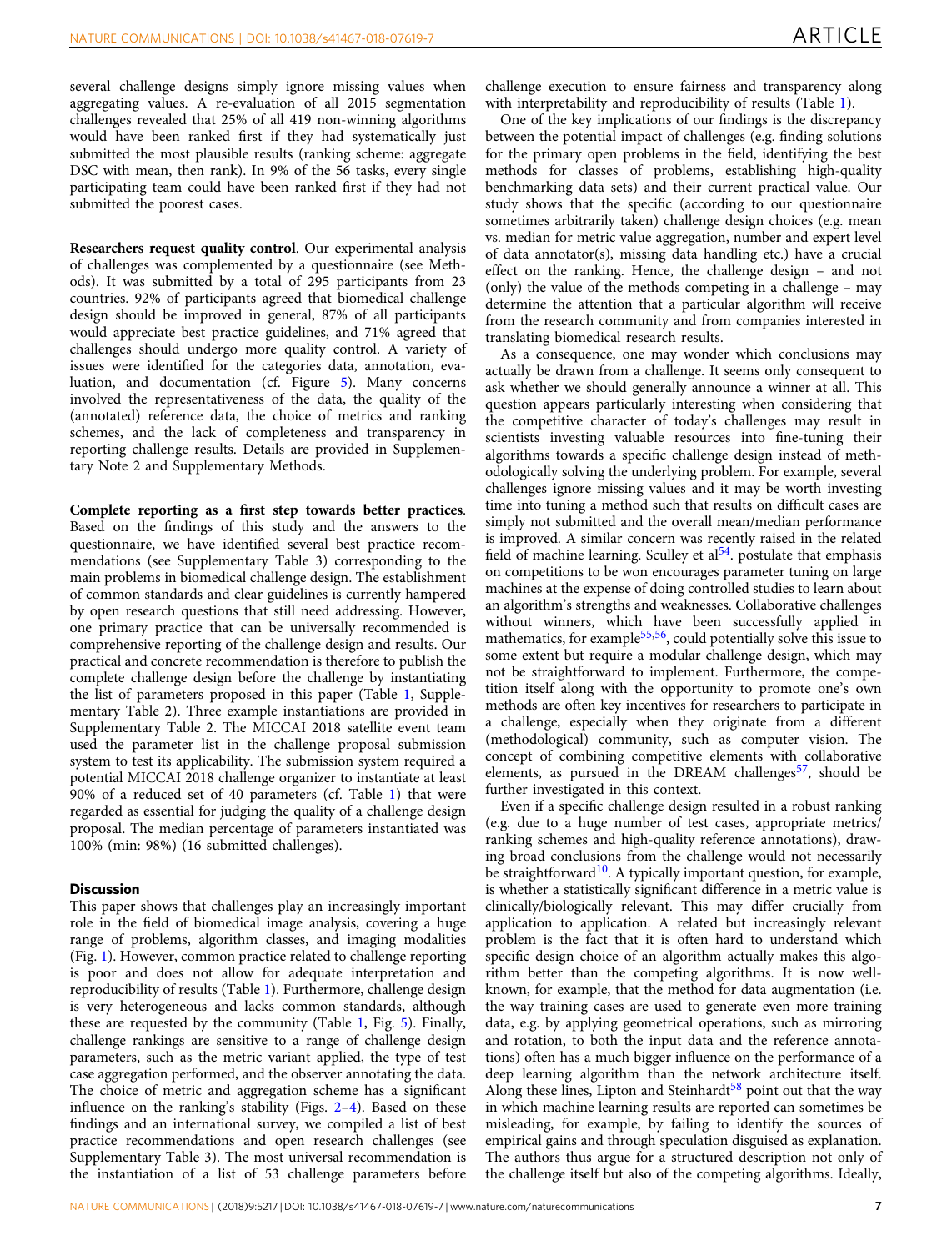several challenge designs simply ignore missing values when aggregating values. A re-evaluation of all 2015 segmentation challenges revealed that 25% of all 419 non-winning algorithms would have been ranked first if they had systematically just submitted the most plausible results (ranking scheme: aggregate DSC with mean, then rank). In 9% of the 56 tasks, every single participating team could have been ranked first if they had not submitted the poorest cases.

**Researchers request quality control**. Our experimental analysis of challenges was complemented by a questionnaire (see Methods). It was submitted by a total of 295 participants from 23 countries. 92% of participants agreed that biomedical challenge design should be improved in general, 87% of all participants would appreciate best practice guidelines, and 71% agreed that challenges should undergo more quality control. A variety of issues were identified for the categories data, annotation, evaluation, and documentation (cf. Figure 5). Many concerns involved the representativeness of the data, the quality of the (annotated) reference data, the choice of metrics and ranking schemes, and the lack of completeness and transparency in reporting challenge results. Details are provided in Supplementary Note 2 and Supplementary Methods.

**Complete reporting as a first step towards better practices**. Based on the findings of this study and the answers to the questionnaire, we have identified several best practice recommendations (see Supplementary Table 3) corresponding to the main problems in biomedical challenge design. The establishment of common standards and clear guidelines is currently hampered by open research questions that still need addressing. However, one primary practice that can be universally recommended is comprehensive reporting of the challenge design and results. Our practical and concrete recommendation is therefore to publish the complete challenge design before the challenge by instantiating the list of parameters proposed in this paper (Table 1, Supplementary Table 2). Three example instantiations are provided in Supplementary Table 2. The MICCAI 2018 satellite event team used the parameter list in the challenge proposal submission system to test its applicability. The submission system required a potential MICCAI 2018 challenge organizer to instantiate at least 90% of a reduced set of 40 parameters (cf. Table 1) that were regarded as essential for judging the quality of a challenge design proposal. The median percentage of parameters instantiated was 100% (min: 98%) (16 submitted challenges).

## Discussion

This paper shows that challenges play an increasingly important role in the field of biomedical image analysis, covering a huge range of problems, algorithm classes, and imaging modalities (Fig. 1). However, common practice related to challenge reporting is poor and does not allow for adequate interpretation and reproducibility of results (Table 1). Furthermore, challenge design is very heterogeneous and lacks common standards, although these are requested by the community (Table 1, Fig. 5). Finally, challenge rankings are sensitive to a range of challenge design parameters, such as the metric variant applied, the type of test case aggregation performed, and the observer annotating the data. The choice of metric and aggregation scheme has a significant influence on the ranking's stability (Figs. 2–4). Based on these findings and an international survey, we compiled a list of best practice recommendations and open research challenges (see Supplementary Table 3). The most universal recommendation is the instantiation of a list of 53 challenge parameters before challenge execution to ensure fairness and transparency along with interpretability and reproducibility of results (Table 1).

One of the key implications of our findings is the discrepancy between the potential impact of challenges (e.g. finding solutions for the primary open problems in the field, identifying the best methods for classes of problems, establishing high-quality benchmarking data sets) and their current practical value. Our study shows that the specific (according to our questionnaire sometimes arbitrarily taken) challenge design choices (e.g. mean vs. median for metric value aggregation, number and expert level of data annotator(s), missing data handling etc.) have a crucial effect on the ranking. Hence, the challenge design – and not (only) the value of the methods competing in a challenge – may determine the attention that a particular algorithm will receive from the research community and from companies interested in translating biomedical research results.

As a consequence, one may wonder which conclusions may actually be drawn from a challenge. It seems only consequent to ask whether we should generally announce a winner at all. This question appears particularly interesting when considering that the competitive character of today's challenges may result in scientists investing valuable resources into fine-tuning their algorithms towards a specific challenge design instead of methodologically solving the underlying problem. For example, several challenges ignore missing values and it may be worth investing time into tuning a method such that results on difficult cases are simply not submitted and the overall mean/median performance is improved. A similar concern was recently raised in the related field of machine learning. Sculley et al[54]. postulate that emphasis on competitions to be won encourages parameter tuning on large machines at the expense of doing controlled studies to learn about an algorithm's strengths and weaknesses. Collaborative challenges without winners, which have been successfully applied in mathematics, for example[55,56], could potentially solve this issue to some extent but require a modular challenge design, which may not be straightforward to implement. Furthermore, the competition itself along with the opportunity to promote one's own methods are often key incentives for researchers to participate in a challenge, especially when they originate from a different (methodological) community, such as computer vision. The concept of combining competitive elements with collaborative elements, as pursued in the DREAM challenges[57], should be further investigated in this context.

Even if a specific challenge design resulted in a robust ranking (e.g. due to a huge number of test cases, appropriate metrics/ranking schemes and high-quality reference annotations), drawing broad conclusions from the challenge would not necessarily be straightforward[10]. A typically important question, for example, is whether a statistically significant difference in a metric value is clinically/biologically relevant. This may differ crucially from application to application. A related but increasingly relevant problem is the fact that it is often hard to understand which specific design choice of an algorithm actually makes this algorithm better than the competing algorithms. It is now well-known, for example, that the method for data augmentation (i.e. the way training cases are used to generate even more training data, e.g. by applying geometrical operations, such as mirroring and rotation, to both the input data and the reference annotations) often has a much bigger influence on the performance of a deep learning algorithm than the network architecture itself. Along these lines, Lipton and Steinhardt[58] point out that the way in which machine learning results are reported can sometimes be misleading, for example, by failing to identify the sources of empirical gains and through speculation disguised as explanation. The authors thus argue for a structured description not only of the challenge itself but also of the competing algorithms. Ideally,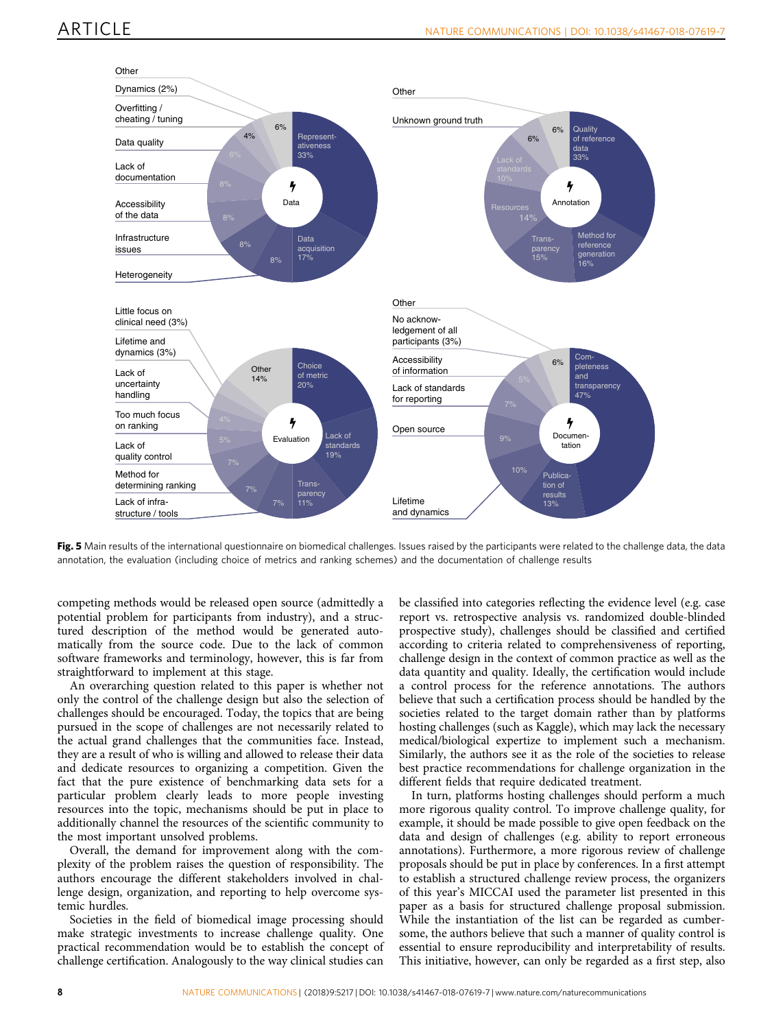**Fig. 5** Main results of the international questionnaire on biomedical challenges. Issues raised by the participants were related to the challenge data, the data annotation, the evaluation (including choice of metrics and ranking schemes) and the documentation of challenge results

competing methods would be released open source (admittedly a potential problem for participants from industry), and a structured description of the method would be generated automatically from the source code. Due to the lack of common software frameworks and terminology, however, this is far from straightforward to implement at this stage.

An overarching question related to this paper is whether not only the control of the challenge design but also the selection of challenges should be encouraged. Today, the topics that are being pursued in the scope of challenges are not necessarily related to the actual grand challenges that the communities face. Instead, they are a result of who is willing and allowed to release their data and dedicate resources to organizing a competition. Given the fact that the pure existence of benchmarking data sets for a particular problem clearly leads to more people investing resources into the topic, mechanisms should be put in place to additionally channel the resources of the scientific community to the most important unsolved problems.

Overall, the demand for improvement along with the complexity of the problem raises the question of responsibility. The authors encourage the different stakeholders involved in challenge design, organization, and reporting to help overcome systemic hurdles.

Societies in the field of biomedical image processing should make strategic investments to increase challenge quality. One practical recommendation would be to establish the concept of challenge certification. Analogously to the way clinical studies can be classified into categories reflecting the evidence level (e.g. case report vs. retrospective analysis vs. randomized double-blinded prospective study), challenges should be classified and certified according to criteria related to comprehensiveness of reporting, challenge design in the context of common practice as well as the data quantity and quality. Ideally, the certification would include a control process for the reference annotations. The authors believe that such a certification process should be handled by the societies related to the target domain rather than by platforms hosting challenges (such as Kaggle), which may lack the necessary medical/biological expertize to implement such a mechanism. Similarly, the authors see it as the role of the societies to release best practice recommendations for challenge organization in the different fields that require dedicated treatment.

In turn, platforms hosting challenges should perform a much more rigorous quality control. To improve challenge quality, for example, it should be made possible to give open feedback on the data and design of challenges (e.g. ability to report erroneous annotations). Furthermore, a more rigorous review of challenge proposals should be put in place by conferences. In a first attempt to establish a structured challenge review process, the organizers of this year's MICCAI used the parameter list presented in this paper as a basis for structured challenge proposal submission. While the instantiation of the list can be regarded as cumbersome, the authors believe that such a manner of quality control is essential to ensure reproducibility and interpretability of results. This initiative, however, can only be regarded as a first step, also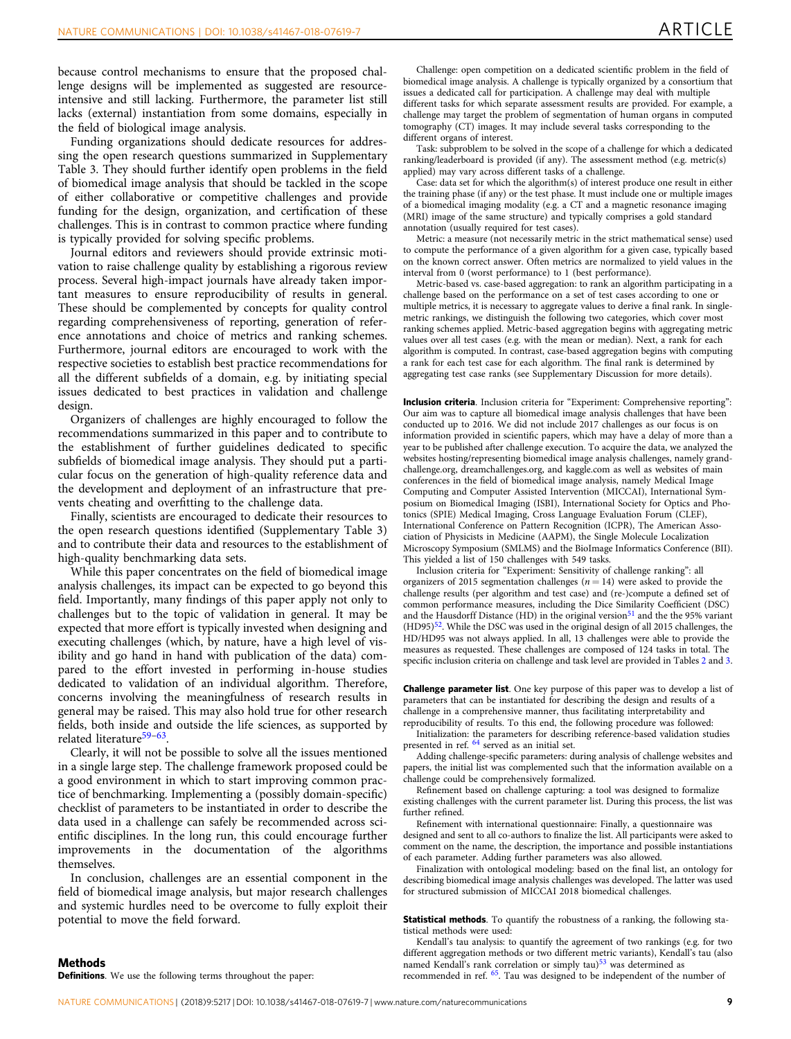because control mechanisms to ensure that the proposed challenge designs will be implemented as suggested are resource-intensive and still lacking. Furthermore, the parameter list still lacks (external) instantiation from some domains, especially in the field of biological image analysis.

Funding organizations should dedicate resources for addressing the open research questions summarized in Supplementary Table 3. They should further identify open problems in the field of biomedical image analysis that should be tackled in the scope of either collaborative or competitive challenges and provide funding for the design, organization, and certification of these challenges. This is in contrast to common practice where funding is typically provided for solving specific problems.

Journal editors and reviewers should provide extrinsic motivation to raise challenge quality by establishing a rigorous review process. Several high-impact journals have already taken important measures to ensure reproducibility of results in general. These should be complemented by concepts for quality control regarding comprehensiveness of reporting, generation of reference annotations and choice of metrics and ranking schemes. Furthermore, journal editors are encouraged to work with the respective societies to establish best practice recommendations for all the different subfields of a domain, e.g. by initiating special issues dedicated to best practices in validation and challenge design.

Organizers of challenges are highly encouraged to follow the recommendations summarized in this paper and to contribute to the establishment of further guidelines dedicated to specific subfields of biomedical image analysis. They should put a particular focus on the generation of high-quality reference data and the development and deployment of an infrastructure that prevents cheating and overfitting to the challenge data.

Finally, scientists are encouraged to dedicate their resources to the open research questions identified (Supplementary Table 3) and to contribute their data and resources to the establishment of high-quality benchmarking data sets.

While this paper concentrates on the field of biomedical image analysis challenges, its impact can be expected to go beyond this field. Importantly, many findings of this paper apply not only to challenges but to the topic of validation in general. It may be expected that more effort is typically invested when designing and executing challenges (which, by nature, have a high level of visibility and go hand in hand with publication of the data) compared to the effort invested in performing in-house studies dedicated to validation of an individual algorithm. Therefore, concerns involving the meaningfulness of research results in general may be raised. This may also hold true for other research fields, both inside and outside the life sciences, as supported by related literature[59–63].

Clearly, it will not be possible to solve all the issues mentioned in a single large step. The challenge framework proposed could be a good environment in which to start improving common practice of benchmarking. Implementing a (possibly domain-specific) checklist of parameters to be instantiated in order to describe the data used in a challenge can safely be recommended across scientific disciplines. In the long run, this could encourage further improvements in the documentation of the algorithms themselves.

In conclusion, challenges are an essential component in the field of biomedical image analysis, but major research challenges and systemic hurdles need to be overcome to fully exploit their potential to move the field forward.

## Methods

**Definitions**. We use the following terms throughout the paper:

Challenge: open competition on a dedicated scientific problem in the field of biomedical image analysis. A challenge is typically organized by a consortium that issues a dedicated call for participation. A challenge may deal with multiple different tasks for which separate assessment results are provided. For example, a challenge may target the problem of segmentation of human organs in computed tomography (CT) images. It may include several tasks corresponding to the different organs of interest.

Task: subproblem to be solved in the scope of a challenge for which a dedicated ranking/leaderboard is provided (if any). The assessment method (e.g. metric(s) applied) may vary across different tasks of a challenge.

Case: data set for which the algorithm(s) of interest produce one result in either the training phase (if any) or the test phase. It must include one or multiple images of a biomedical imaging modality (e.g. a CT and a magnetic resonance imaging (MRI) image of the same structure) and typically comprises a gold standard annotation (usually required for test cases).

Metric: a measure (not necessarily metric in the strict mathematical sense) used to compute the performance of a given algorithm for a given case, typically based on the known correct answer. Often metrics are normalized to yield values in the interval from 0 (worst performance) to 1 (best performance).

Metric-based vs. case-based aggregation: to rank an algorithm participating in a challenge based on the performance on a set of test cases according to one or multiple metrics, it is necessary to aggregate values to derive a final rank. In single-metric rankings, we distinguish the following two categories, which cover most ranking schemes applied. Metric-based aggregation begins with aggregating metric values over all test cases (e.g. with the mean or median). Next, a rank for each algorithm is computed. In contrast, case-based aggregation begins with computing a rank for each test case for each algorithm. The final rank is determined by aggregating test case ranks (see Supplementary Discussion for more details).

**Inclusion criteria**. Inclusion criteria for "Experiment: Comprehensive reporting": Our aim was to capture all biomedical image analysis challenges that have been conducted up to 2016. We did not include 2017 challenges as our focus is on information provided in scientific papers, which may have a delay of more than a year to be published after challenge execution. To acquire the data, we analyzed the websites hosting/representing biomedical image analysis challenges, namely grand-challenge.org, dreamchallenges.org, and kaggle.com as well as websites of main conferences in the field of biomedical image analysis, namely Medical Image Computing and Computer Assisted Intervention (MICCAI), International Symposium on Biomedical Imaging (ISBI), International Society for Optics and Photonics (SPIE) Medical Imaging, Cross Language Evaluation Forum (CLEF), International Conference on Pattern Recognition (ICPR), The American Association of Physicists in Medicine (AAPM), the Single Molecule Localization Microscopy Symposium (SMLMS) and the BioImage Informatics Conference (BII). This yielded a list of 150 challenges with 549 tasks.

Inclusion criteria for "Experiment: Sensitivity of challenge ranking": all organizers of 2015 segmentation challenges ($n = 14$) were asked to provide the challenge results (per algorithm and test case) and (re-)compute a defined set of common performance measures, including the Dice Similarity Coefficient (DSC) and the Hausdorff Distance (HD) in the original version[51] and the 95% variant (HD95)[52]. While the DSC was used in the original design of all 2015 challenges, the HD/HD95 was not always applied. In all, 13 challenges were able to provide the measures as requested. These challenges are composed of 124 tasks in total. The specific inclusion criteria on challenge and task level are provided in Tables 2 and 3.

**Challenge parameter list**. One key purpose of this paper was to develop a list of parameters that can be instantiated for describing the design and results of a challenge in a comprehensive manner, thus facilitating interpretability and reproducibility of results. To this end, the following procedure was followed:

Initialization: the parameters for describing reference-based validation studies presented in ref. [64] served as an initial set.

Adding challenge-specific parameters: during analysis of challenge websites and papers, the initial list was complemented such that the information available on a challenge could be comprehensively formalized.

Refinement based on challenge capturing: a tool was designed to formalize existing challenges with the current parameter list. During this process, the list was further refined.

Refinement with international questionnaire: Finally, a questionnaire was designed and sent to all co-authors to finalize the list. All participants were asked to comment on the name, the description, the importance and possible instantiations of each parameter. Adding further parameters was also allowed.

Finalization with ontological modeling: based on the final list, an ontology for describing biomedical image analysis challenges was developed. The latter was used for structured submission of MICCAI 2018 biomedical challenges.

**Statistical methods**. To quantify the robustness of a ranking, the following statistical methods were used:

Kendall's tau analysis: to quantify the agreement of two rankings (e.g. for two different aggregation methods or two different metric variants), Kendall's tau (also named Kendall's rank correlation or simply tau)[53] was determined as recommended in ref. [65]. Tau was designed to be independent of the number of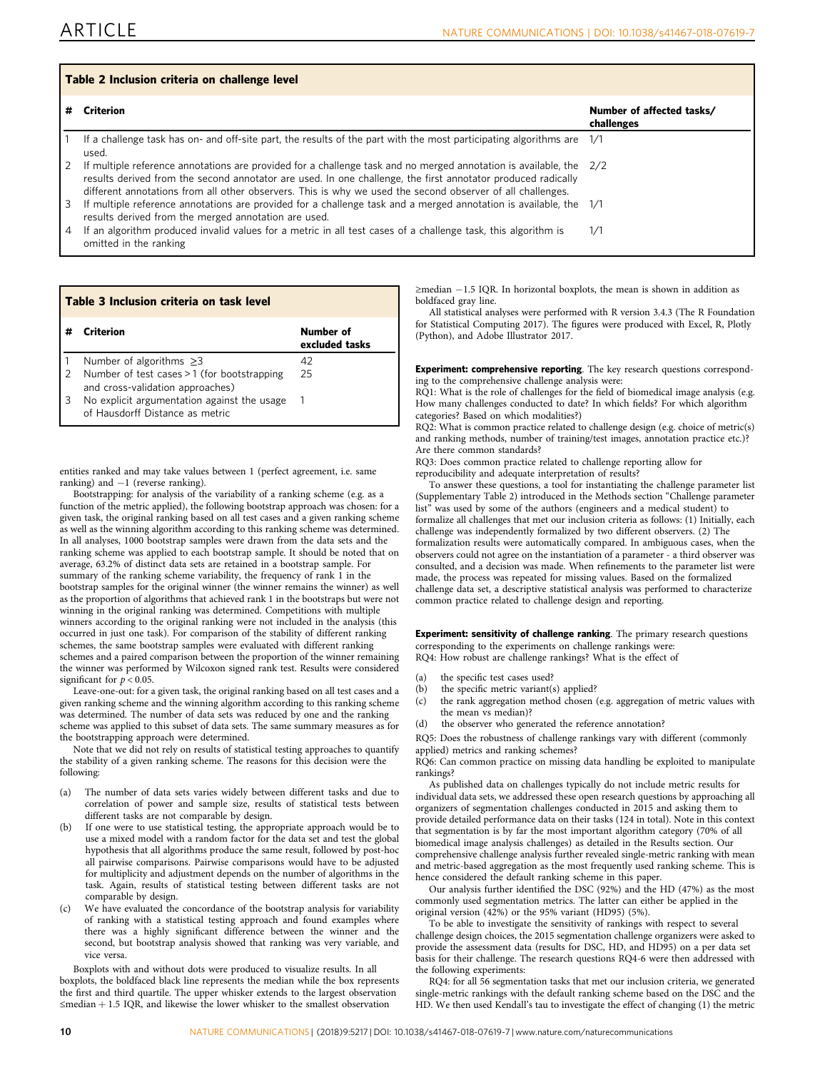**Table 2 Inclusion criteria on challenge level**

| # | Criterion | Number of affected tasks/ challenges |
|---|---|---|
| 1 | If a challenge task has on- and off-site part, the results of the part with the most participating algorithms are used. | 1/1 |
| 2 | If multiple reference annotations are provided for a challenge task and no merged annotation is available, the results derived from the second annotator are used. In one challenge, the first annotator produced radically different annotations from all other observers. This is why we used the second observer of all challenges. | 2/2 |
| 3 | If multiple reference annotations are provided for a challenge task and a merged annotation is available, the results derived from the merged annotation are used. | 1/1 |
| 4 | If an algorithm produced invalid values for a metric in all test cases of a challenge task, this algorithm is omitted in the ranking | 1/1 |

**Table 3 Inclusion criteria on task level**

| # | Criterion | Number of excluded tasks |
|---|---|---|
| 1 | Number of algorithms ≥3 | 42 |
| 2 | Number of test cases >1 (for bootstrapping and cross-validation approaches) | 25 |
| 3 | No explicit argumentation against the usage of Hausdorff Distance as metric | 1 |

entities ranked and may take values between 1 (perfect agreement, i.e. same ranking) and −1 (reverse ranking).

Bootstrapping: for analysis of the variability of a ranking scheme (e.g. as a function of the metric applied), the following bootstrap approach was chosen: for a given task, the original ranking based on all test cases and a given ranking scheme as well as the winning algorithm according to this ranking scheme was determined. In all analyses, 1000 bootstrap samples were drawn from the data sets and the ranking scheme was applied to each bootstrap sample. It should be noted that on average, 63.2% of distinct data sets are retained in a bootstrap sample. For summary of the ranking scheme variability, the frequency of rank 1 in the bootstrap samples for the original winner (the winner remains the winner) as well as the proportion of algorithms that achieved rank 1 in the bootstraps but were not winning in the original ranking was determined. Competitions with multiple winners according to the original ranking were not included in the analysis (this occurred in just one task). For comparison of the stability of different ranking schemes, the same bootstrap samples were evaluated with different ranking schemes and a paired comparison between the proportion of the winner remaining the winner was performed by Wilcoxon signed rank test. Results were considered significant for $p < 0.05$.

Leave-one-out: for a given task, the original ranking based on all test cases and a given ranking scheme and the winning algorithm according to this ranking scheme was determined. The number of data sets was reduced by one and the ranking scheme was applied to this subset of data sets. The same summary measures as for the bootstrapping approach were determined.

Note that we did not rely on results of statistical testing approaches to quantify the stability of a given ranking scheme. The reasons for this decision were the following:

(a) The number of data sets varies widely between different tasks and due to correlation of power and sample size, results of statistical tests between different tasks are not comparable by design.
(b) If one were to use statistical testing, the appropriate approach would be to use a mixed model with a random factor for the data set and test the global hypothesis that all algorithms produce the same result, followed by post-hoc all pairwise comparisons. Pairwise comparisons would have to be adjusted for multiplicity and adjustment depends on the number of algorithms in the task. Again, results of statistical testing between different tasks are not comparable by design.
(c) We have evaluated the concordance of the bootstrap analysis for variability of ranking with a statistical testing approach and found examples where there was a highly significant difference between the winner and the second, but bootstrap analysis showed that ranking was very variable, and vice versa.

Boxplots with and without dots were produced to visualize results. In all boxplots, the boldfaced black line represents the median while the box represents the first and third quartile. The upper whisker extends to the largest observation ≤median + 1.5 IQR, and likewise the lower whisker to the smallest observation ≥median −1.5 IQR. In horizontal boxplots, the mean is shown in addition as boldfaced gray line.

All statistical analyses were performed with R version 3.4.3 (The R Foundation for Statistical Computing 2017). The figures were produced with Excel, R, Plotly (Python), and Adobe Illustrator 2017.

**Experiment: comprehensive reporting**. The key research questions corresponding to the comprehensive challenge analysis were:

RQ1: What is the role of challenges for the field of biomedical image analysis (e.g. How many challenges conducted to date? In which fields? For which algorithm categories? Based on which modalities?)

RQ2: What is common practice related to challenge design (e.g. choice of metric(s) and ranking methods, number of training/test images, annotation practice etc.)? Are there common standards?

RQ3: Does common practice related to challenge reporting allow for reproducibility and adequate interpretation of results?

To answer these questions, a tool for instantiating the challenge parameter list (Supplementary Table 2) introduced in the Methods section "Challenge parameter list" was used by some of the authors (engineers and a medical student) to formalize all challenges that met our inclusion criteria as follows: (1) Initially, each challenge was independently formalized by two different observers. (2) The formalization results were automatically compared. In ambiguous cases, when the observers could not agree on the instantiation of a parameter - a third observer was consulted, and a decision was made. When refinements to the parameter list were made, the process was repeated for missing values. Based on the formalized challenge data set, a descriptive statistical analysis was performed to characterize common practice related to challenge design and reporting.

**Experiment: sensitivity of challenge ranking**. The primary research questions corresponding to the experiments on challenge rankings were:

RQ4: How robust are challenge rankings? What is the effect of

(a) the specific test cases used?
(b) the specific metric variant(s) applied?
(c) the rank aggregation method chosen (e.g. aggregation of metric values with the mean vs median)?
(d) the observer who generated the reference annotation?

RQ5: Does the robustness of challenge rankings vary with different (commonly applied) metrics and ranking schemes?

RQ6: Can common practice on missing data handling be exploited to manipulate rankings?

As published data on challenges typically do not include metric results for individual data sets, we addressed these open research questions by approaching all organizers of segmentation challenges conducted in 2015 and asking them to provide detailed performance data on their tasks (124 in total). Note in this context that segmentation is by far the most important algorithm category (70% of all biomedical image analysis challenges) as detailed in the Results section. Our comprehensive challenge analysis further revealed single-metric ranking with mean and metric-based aggregation as the most frequently used ranking scheme. This is hence considered the default ranking scheme in this paper.

Our analysis further identified the DSC (92%) and the HD (47%) as the most commonly used segmentation metrics. The latter can either be applied in the original version (42%) or the 95% variant (HD95) (5%).

To be able to investigate the sensitivity of rankings with respect to several challenge design choices, the 2015 segmentation challenge organizers were asked to provide the assessment data (results for DSC, HD, and HD95) on a per data set basis for their challenge. The research questions RQ4-6 were then addressed with the following experiments:

RQ4: for all 56 segmentation tasks that met our inclusion criteria, we generated single-metric rankings with the default ranking scheme based on the DSC and the HD. We then used Kendall's tau to investigate the effect of changing (1) the metric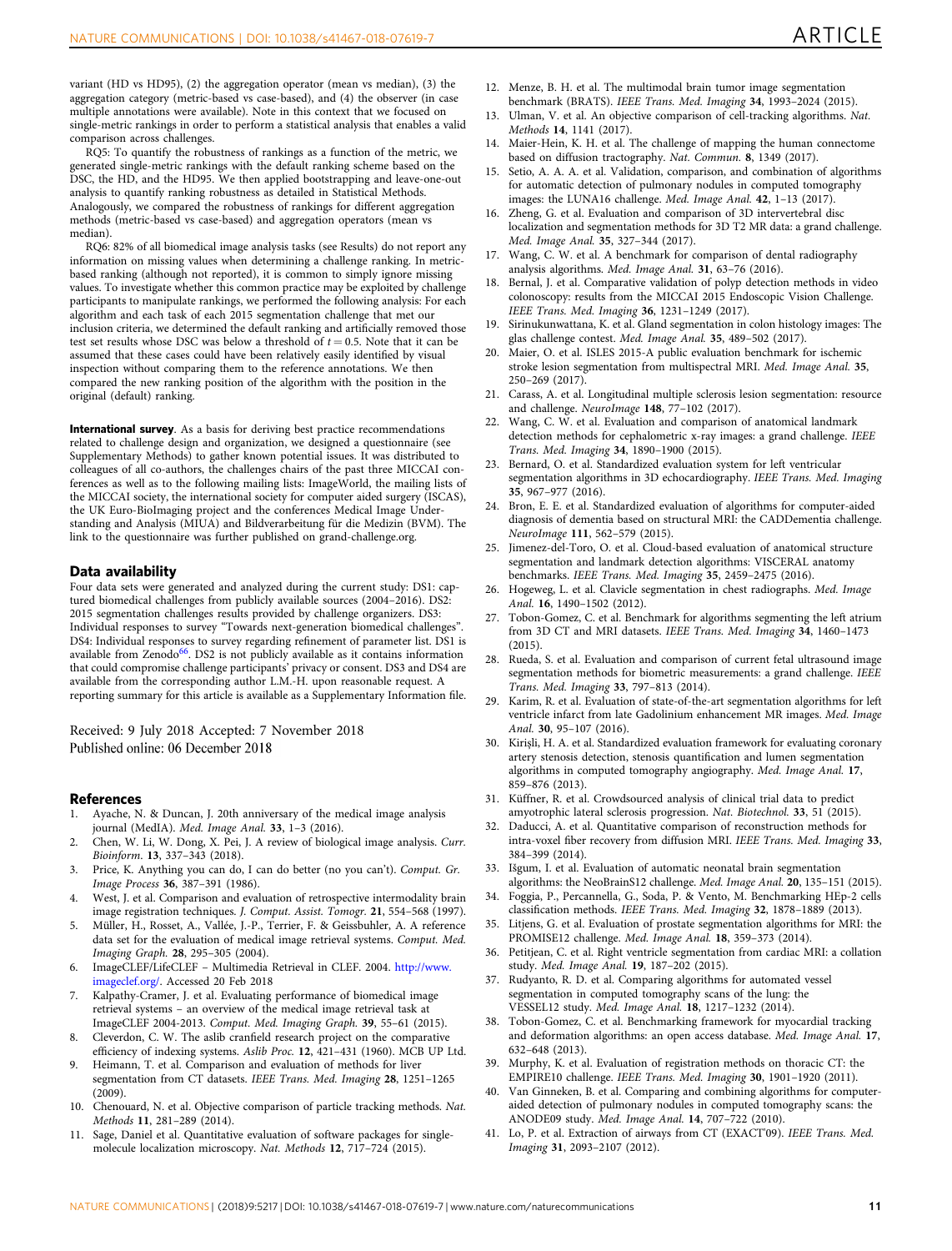variant (HD vs HD95), (2) the aggregation operator (mean vs median), (3) the aggregation category (metric-based vs case-based), and (4) the observer (in case multiple annotations were available). Note in this context that we focused on single-metric rankings in order to perform a statistical analysis that enables a valid comparison across challenges.

RQ5: To quantify the robustness of rankings as a function of the metric, we generated single-metric rankings with the default ranking scheme based on the DSC, the HD, and the HD95. We then applied bootstrapping and leave-one-out analysis to quantify ranking robustness as detailed in Statistical Methods. Analogously, we compared the robustness of rankings for different aggregation methods (metric-based vs case-based) and aggregation operators (mean vs median).

RQ6: 82% of all biomedical image analysis tasks (see Results) do not report any information on missing values when determining a challenge ranking. In metric-based ranking (although not reported), it is common to simply ignore missing values. To investigate whether this common practice may be exploited by challenge participants to manipulate rankings, we performed the following analysis: For each algorithm and each task of each 2015 segmentation challenge that met our inclusion criteria, we determined the default ranking and artificially removed those test set results whose DSC was below a threshold of $t = 0.5$. Note that it can be assumed that these cases could have been relatively easily identified by visual inspection without comparing them to the reference annotations. We then compared the new ranking position of the algorithm with the position in the original (default) ranking.

**International survey**. As a basis for deriving best practice recommendations related to challenge design and organization, we designed a questionnaire (see Supplementary Methods) to gather known potential issues. It was distributed to colleagues of all co-authors, the challenges chairs of the past three MICCAI conferences as well as to the following mailing lists: ImageWorld, the mailing lists of the MICCAI society, the international society for computer aided surgery (ISCAS), the UK Euro-BioImaging project and the conferences Medical Image Understanding and Analysis (MIUA) and Bildverarbeitung für die Medizin (BVM). The link to the questionnaire was further published on grand-challenge.org.

## Data availability

Four data sets were generated and analyzed during the current study: DS1: captured biomedical challenges from publicly available sources (2004–2016). DS2: 2015 segmentation challenges results provided by challenge organizers. DS3: Individual responses to survey "Towards next-generation biomedical challenges". DS4: Individual responses to survey regarding refinement of parameter list. DS1 is available from Zenodo[66]. DS2 is not publicly available as it contains information that could compromise challenge participants' privacy or consent. DS3 and DS4 are available from the corresponding author L.M.-H. upon reasonable request. A reporting summary for this article is available as a Supplementary Information file.

Received: 9 July 2018 Accepted: 7 November 2018
Published online: 06 December 2018

## References

1. Ayache, N. & Duncan, J. 20th anniversary of the medical image analysis journal (MedIA). *Med. Image Anal.* **33**, 1–3 (2016).
2. Chen, W. Li, W. Dong, X. Pei, J. A review of biological image analysis. *Curr. Bioinform*. **13**, 337–343 (2018).
3. Price, K. Anything you can do, I can do better (no you can't). *Comput. Gr. Image Process* **36**, 387–391 (1986).
4. West, J. et al. Comparison and evaluation of retrospective intermodality brain image registration techniques. *J. Comput. Assist. Tomogr.* **21**, 554–568 (1997).
5. Müller, H., Rosset, A., Vallée, J.-P., Terrier, F. & Geissbuhler, A. A reference data set for the evaluation of medical image retrieval systems. *Comput. Med. Imaging Graph.* **28**, 295–305 (2004).
6. ImageCLEF/LifeCLEF – Multimedia Retrieval in CLEF. 2004. http://www.imageclef.org/. Accessed 20 Feb 2018
7. Kalpathy-Cramer, J. et al. Evaluating performance of biomedical image retrieval systems – an overview of the medical image retrieval task at ImageCLEF 2004-2013. *Comput. Med. Imaging Graph.* **39**, 55–61 (2015).
8. Cleverdon, C. W. The aslib cranfield research project on the comparative efficiency of indexing systems. *Aslib Proc.* **12**, 421–431 (1960). MCB UP Ltd.
9. Heimann, T. et al. Comparison and evaluation of methods for liver segmentation from CT datasets. *IEEE Trans. Med. Imaging* **28**, 1251–1265 (2009).
10. Chenouard, N. et al. Objective comparison of particle tracking methods. *Nat. Methods* **11**, 281–289 (2014).
11. Sage, Daniel et al. Quantitative evaluation of software packages for single-molecule localization microscopy. *Nat. Methods* **12**, 717–724 (2015).
12. Menze, B. H. et al. The multimodal brain tumor image segmentation benchmark (BRATS). *IEEE Trans. Med. Imaging* **34**, 1993–2024 (2015).
13. Ulman, V. et al. An objective comparison of cell-tracking algorithms. *Nat. Methods* **14**, 1141 (2017).
14. Maier-Hein, K. H. et al. The challenge of mapping the human connectome based on diffusion tractography. *Nat. Commun.* **8**, 1349 (2017).
15. Setio, A. A. A. et al. Validation, comparison, and combination of algorithms for automatic detection of pulmonary nodules in computed tomography images: the LUNA16 challenge. *Med. Image Anal.* **42**, 1–13 (2017).
16. Zheng, G. et al. Evaluation and comparison of 3D intervertebral disc localization and segmentation methods for 3D T2 MR data: a grand challenge. *Med. Image Anal.* **35**, 327–344 (2017).
17. Wang, C. W. et al. A benchmark for comparison of dental radiography analysis algorithms. *Med. Image Anal.* **31**, 63–76 (2016).
18. Bernal, J. et al. Comparative validation of polyp detection methods in video colonoscopy: results from the MICCAI 2015 Endoscopic Vision Challenge. *IEEE Trans. Med. Imaging* **36**, 1231–1249 (2017).
19. Sirinukunwattana, K. et al. Gland segmentation in colon histology images: The glas challenge contest. *Med. Image Anal.* **35**, 489–502 (2017).
20. Maier, O. et al. ISLES 2015-A public evaluation benchmark for ischemic stroke lesion segmentation from multispectral MRI. *Med. Image Anal.* **35**, 250–269 (2017).
21. Carass, A. et al. Longitudinal multiple sclerosis lesion segmentation: resource and challenge. *NeuroImage* **148**, 77–102 (2017).
22. Wang, C. W. et al. Evaluation and comparison of anatomical landmark detection methods for cephalometric x-ray images: a grand challenge. *IEEE Trans. Med. Imaging* **34**, 1890–1900 (2015).
23. Bernard, O. et al. Standardized evaluation system for left ventricular segmentation algorithms in 3D echocardiography. *IEEE Trans. Med. Imaging* **35**, 967–977 (2016).
24. Bron, E. E. et al. Standardized evaluation of algorithms for computer-aided diagnosis of dementia based on structural MRI: the CADDementia challenge. *NeuroImage* **111**, 562–579 (2015).
25. Jimenez-del-Toro, O. et al. Cloud-based evaluation of anatomical structure segmentation and landmark detection algorithms: VISCERAL anatomy benchmarks. *IEEE Trans. Med. Imaging* **35**, 2459–2475 (2016).
26. Hogeweg, L. et al. Clavicle segmentation in chest radiographs. *Med. Image Anal.* **16**, 1490–1502 (2012).
27. Tobon-Gomez, C. et al. Benchmark for algorithms segmenting the left atrium from 3D CT and MRI datasets. *IEEE Trans. Med. Imaging* **34**, 1460–1473 (2015).
28. Rueda, S. et al. Evaluation and comparison of current fetal ultrasound image segmentation methods for biometric measurements: a grand challenge. *IEEE Trans. Med. Imaging* **33**, 797–813 (2014).
29. Karim, R. et al. Evaluation of state-of-the-art segmentation algorithms for left ventricle infarct from late Gadolinium enhancement MR images. *Med. Image Anal.* **30**, 95–107 (2016).
30. Kirişli, H. A. et al. Standardized evaluation framework for evaluating coronary artery stenosis detection, stenosis quantification and lumen segmentation algorithms in computed tomography angiography. *Med. Image Anal.* **17**, 859–876 (2013).
31. Küffner, R. et al. Crowdsourced analysis of clinical trial data to predict amyotrophic lateral sclerosis progression. *Nat. Biotechnol.* **33**, 51 (2015).
32. Daducci, A. et al. Quantitative comparison of reconstruction methods for intra-voxel fiber recovery from diffusion MRI. *IEEE Trans. Med. Imaging* **33**, 384–399 (2014).
33. Išgum, I. et al. Evaluation of automatic neonatal brain segmentation algorithms: the NeoBrainS12 challenge. *Med. Image Anal.* **20**, 135–151 (2015).
34. Foggia, P., Percannella, G., Soda, P. & Vento, M. Benchmarking HEp-2 cells classification methods. *IEEE Trans. Med. Imaging* **32**, 1878–1889 (2013).
35. Litjens, G. et al. Evaluation of prostate segmentation algorithms for MRI: the PROMISE12 challenge. *Med. Image Anal.* **18**, 359–373 (2014).
36. Petitjean, C. et al. Right ventricle segmentation from cardiac MRI: a collation study. *Med. Image Anal.* **19**, 187–202 (2015).
37. Rudyanto, R. D. et al. Comparing algorithms for automated vessel segmentation in computed tomography scans of the lung: the VESSEL12 study. *Med. Image Anal.* **18**, 1217–1232 (2014).
38. Tobon-Gomez, C. et al. Benchmarking framework for myocardial tracking and deformation algorithms: an open access database. *Med. Image Anal.* **17**, 632–648 (2013).
39. Murphy, K. et al. Evaluation of registration methods on thoracic CT: the EMPIRE10 challenge. *IEEE Trans. Med. Imaging* **30**, 1901–1920 (2011).
40. Van Ginneken, B. et al. Comparing and combining algorithms for computer-aided detection of pulmonary nodules in computed tomography scans: the ANODE09 study. *Med. Image Anal.* **14**, 707–722 (2010).
41. Lo, P. et al. Extraction of airways from CT (EXACT'09). *IEEE Trans. Med. Imaging* **31**, 2093–2107 (2012).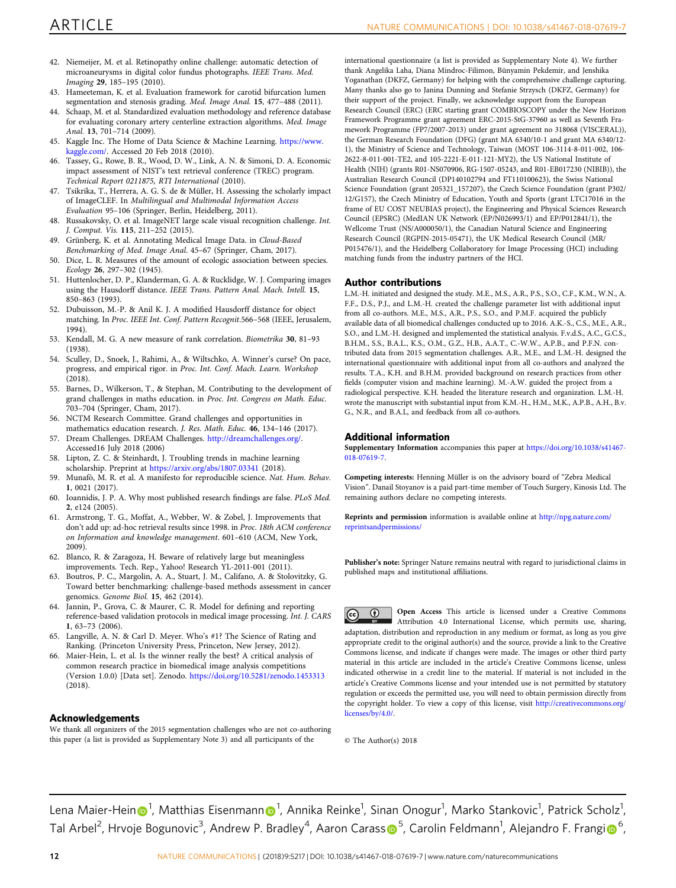42. Niemeijer, M. et al. Retinopathy online challenge: automatic detection of microaneurysms in digital color fundus photographs. *IEEE Trans. Med. Imaging* **29**, 185–195 (2010).
43. Hameeteman, K. et al. Evaluation framework for carotid bifurcation lumen segmentation and stenosis grading. *Med. Image Anal.* **15**, 477–488 (2011).
44. Schaap, M. et al. Standardized evaluation methodology and reference database for evaluating coronary artery centerline extraction algorithms. *Med. Image Anal.* **13**, 701–714 (2009).
45. Kaggle Inc. The Home of Data Science & Machine Learning. https://www.kaggle.com/. Accessed 20 Feb 2018 (2010).
46. Tassey, G., Rowe, B. R., Wood, D. W., Link, A. N. & Simoni, D. A. Economic impact assessment of NIST's text retrieval conference (TREC) program. *Technical Report 0211875, RTI International* (2010).
47. Tsikrika, T., Herrera, A. G. S. de & Müller, H. Assessing the scholarly impact of ImageCLEF. In *Multilingual and Multimodal Information Access Evaluation* 95–106 (Springer, Berlin, Heidelberg, 2011).
48. Russakovsky, O. et al. ImageNET large scale visual recognition challenge. *Int. J. Comput. Vis.* **115**, 211–252 (2015).
49. Grünberg, K. et al. Annotating Medical Image Data. in *Cloud-Based Benchmarking of Med. Image Anal.* 45–67 (Springer, Cham, 2017).
50. Dice, L. R. Measures of the amount of ecologic association between species. *Ecology* **26**, 297–302 (1945).
51. Huttenlocher, D. P., Klanderman, G. A. & Rucklidge, W. J. Comparing images using the Hausdorff distance. *IEEE Trans. Pattern Anal. Mach. Intell.* **15**, 850–863 (1993).
52. Dubuisson, M.-P. & Anil K. J. A modified Hausdorff distance for object matching. In *Proc. IEEE Int. Conf. Pattern Recognit*.566–568 (IEEE, Jerusalem, 1994).
53. Kendall, M. G. A new measure of rank correlation. *Biometrika* **30**, 81–93 (1938).
54. Sculley, D., Snoek, J., Rahimi, A., & Wiltschko, A. Winner's curse? On pace, progress, and empirical rigor. in *Proc. Int. Conf. Mach. Learn. Workshop* (2018).
55. Barnes, D., Wilkerson, T., & Stephan, M. Contributing to the development of grand challenges in maths education. in *Proc. Int. Congress on Math. Educ.* 703–704 (Springer, Cham, 2017).
56. NCTM Research Committee. Grand challenges and opportunities in mathematics education research. *J. Res. Math. Educ.* **46**, 134–146 (2017).
57. Dream Challenges. DREAM Challenges. http://dreamchallenges.org/. Accessed16 July 2018 (2006)
58. Lipton, Z. C. & Steinhardt, J. Troubling trends in machine learning scholarship. Preprint at https://arxiv.org/abs/1807.03341 (2018).
59. Munafò, M. R. et al. A manifesto for reproducible science. *Nat. Hum. Behav.* **1**, 0021 (2017).
60. Ioannidis, J. P. A. Why most published research findings are false. *PLoS Med.* **2**, e124 (2005).
61. Armstrong, T. G., Moffat, A., Webber, W. & Zobel, J. Improvements that don't add up: ad-hoc retrieval results since 1998. in *Proc. 18th ACM conference on Information and knowledge management*. 601–610 (ACM, New York, 2009).
62. Blanco, R. & Zaragoza, H. Beware of relatively large but meaningless improvements. Tech. Rep., Yahoo! Research YL-2011-001 (2011).
63. Boutros, P. C., Margolin, A. A., Stuart, J. M., Califano, A. & Stolovitzky, G. Toward better benchmarking: challenge-based methods assessment in cancer genomics. *Genome Biol.* **15**, 462 (2014).
64. Jannin, P., Grova, C. & Maurer, C. R. Model for defining and reporting reference-based validation protocols in medical image processing. *Int. J. CARS* **1**, 63–73 (2006).
65. Langville, A. N. & Carl D. Meyer. Who's #1? The Science of Rating and Ranking. (Princeton University Press, Princeton, New Jersey, 2012).
66. Maier-Hein, L. et al. Is the winner really the best? A critical analysis of common research practice in biomedical image analysis competitions (Version 1.0.0) [Data set]. Zenodo. https://doi.org/10.5281/zenodo.1453313 (2018).

## Acknowledgements

We thank all organizers of the 2015 segmentation challenges who are not co-authoring this paper (a list is provided as Supplementary Note 3) and all participants of the international questionnaire (a list is provided as Supplementary Note 4). We further thank Angelika Laha, Diana Mindroc-Filimon, Bünyamin Pekdemir, and Jenshika Yoganathan (DKFZ, Germany) for helping with the comprehensive challenge capturing. Many thanks also go to Janina Dunning and Stefanie Strzysch (DKFZ, Germany) for their support of the project. Finally, we acknowledge support from the European Research Council (ERC) (ERC starting grant COMBIOSCOPY under the New Horizon Framework Programme grant agreement ERC-2015-StG-37960 as well as Seventh Framework Programme (FP7/2007-2013) under grant agreement no 318068 (VISCERAL)), the German Research Foundation (DFG) (grant MA 6340/10-1 and grant MA 6340/12-1), the Ministry of Science and Technology, Taiwan (MOST 106-3114-8-011-002, 106-2622-8-011-001-TE2, and 105-2221-E-011-121-MY2), the US National Institute of Health (NIH) (grants R01-NS070906, RG-1507-05243, and R01-EB017230 (NIBIB)), the Australian Research Council (DP140102794 and FT110100623), the Swiss National Science Foundation (grant 205321_157207), the Czech Science Foundation (grant P302/12/G157), the Czech Ministry of Education, Youth and Sports (grant LTC17016 in the frame of EU COST NEUBIAS project), the Engineering and Physical Sciences Research Council (EPSRC) (MedIAN UK Network (EP/N026993/1) and EP/P012841/1), the Wellcome Trust (NS/A000050/1), the Canadian Natural Science and Engineering Research Council (RGPIN-2015-05471), the UK Medical Research Council (MR/P015476/1), and the Heidelberg Collaboratory for Image Processing (HCI) including matching funds from the industry partners of the HCI.

## Author contributions

L.M.-H. initiated and designed the study. M.E., M.S., A.R., P.S., S.O., C.F., K.M., W.N., A.F.F., D.S., P.J., and L.M.-H. created the challenge parameter list with additional input from all co-authors. M.E., M.S., A.R., P.S., S.O., and P.M.F. acquired the publicly available data of all biomedical challenges conducted up to 2016. A.K.-S., C.S., M.E., A.R., S.O., and L.M.-H. designed and implemented the statistical analysis. F.v.d.S., A.C., G.C.S., B.H.M., S.S., B.A.L., K.S., O.M., G.Z., H.B., A.A.T., C.-W.W., A.P.B., and P.F.N. contributed data from 2015 segmentation challenges. A.R., M.E., and L.M.-H. designed the international questionnaire with additional input from all co-authors and analyzed the results. T.A., K.H. and B.H.M. provided background on research practices from other fields (computer vision and machine learning). M.-A.W. guided the project from a radiological perspective. K.H. headed the literature research and organization. L.M.-H. wrote the manuscript with substantial input from K.M.-H., H.M., M.K., A.P.B., A.H., B.v. G., N.R., and B.A.L, and feedback from all co-authors.

## Additional information

**Supplementary Information** accompanies this paper at https://doi.org/10.1038/s41467-018-07619-7.

**Competing interests:** Henning Müller is on the advisory board of "Zebra Medical Vision". Danail Stoyanov is a paid part-time member of Touch Surgery, Kinosis Ltd. The remaining authors declare no competing interests.

**Reprints and permission** information is available online at http://npg.nature.com/reprintsandpermissions/

**Publisher's note:** Springer Nature remains neutral with regard to jurisdictional claims in published maps and institutional affiliations.

**Open Access** This article is licensed under a Creative Commons Attribution 4.0 International License, which permits use, sharing, adaptation, distribution and reproduction in any medium or format, as long as you give appropriate credit to the original author(s) and the source, provide a link to the Creative Commons license, and indicate if changes were made. The images or other third party material in this article are included in the article's Creative Commons license, unless indicated otherwise in a credit line to the material. If material is not included in the article's Creative Commons license and your intended use is not permitted by statutory regulation or exceeds the permitted use, you will need to obtain permission directly from the copyright holder. To view a copy of this license, visit http://creativecommons.org/licenses/by/4.0/.

© The Author(s) 2018

Lena Maier-Hein[1], Matthias Eisenmann[1], Annika Reinke[1], Sinan Onogur[1], Marko Stankovic[1], Patrick Scholz[1], Tal Arbel[2], Hrvoje Bogunovic[3], Andrew P. Bradley[4], Aaron Carass[5], Carolin Feldmann[1], Alejandro F. Frangi[6],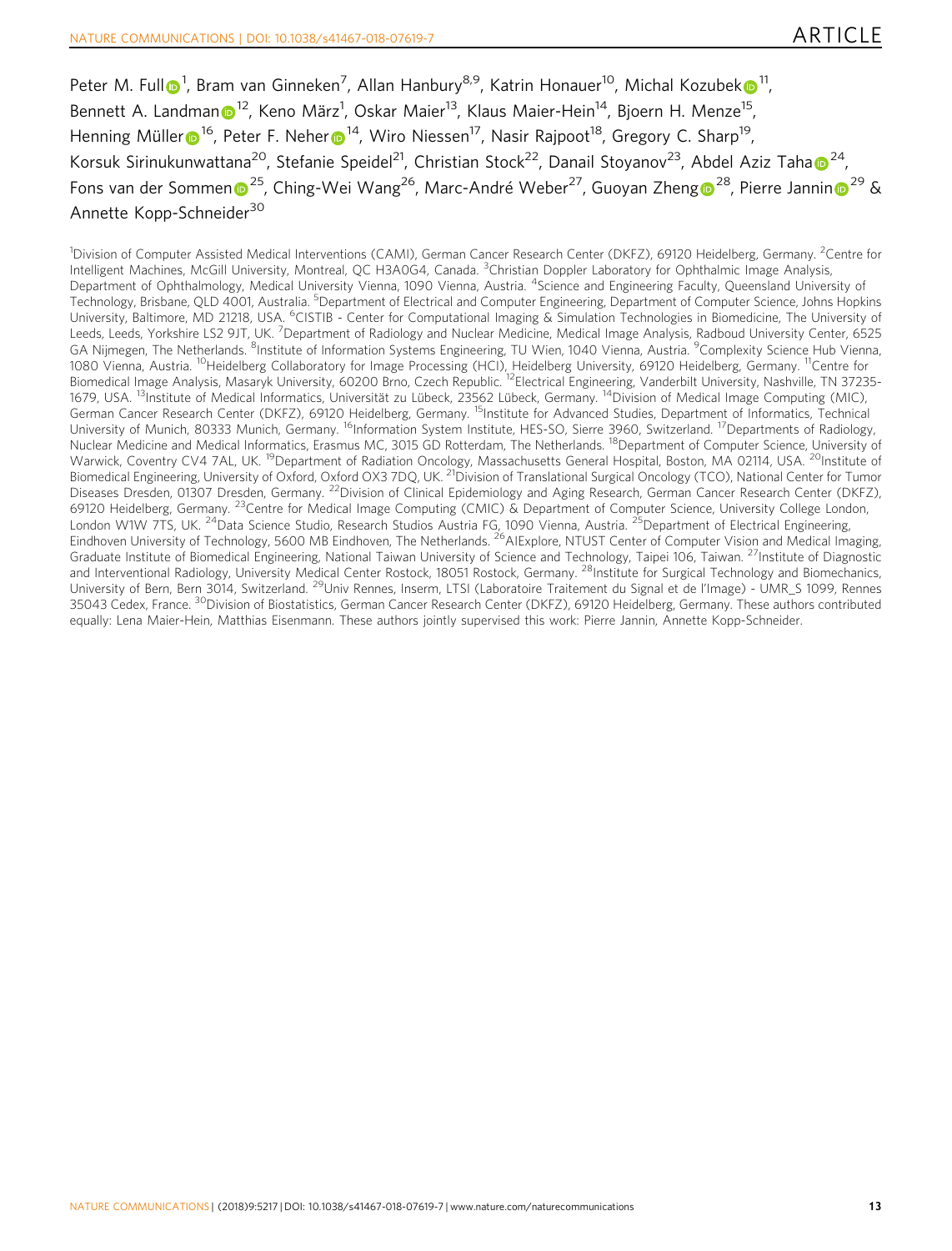Peter M. Full[1], Bram van Ginneken[7], Allan Hanbury[8,9], Katrin Honauer[10], Michal Kozubek[11], Bennett A. Landman[12], Keno März[1], Oskar Maier[13], Klaus Maier-Hein[14], Bjoern H. Menze[15], Henning Müller[16], Peter F. Neher[14], Wiro Niessen[17], Nasir Rajpoot[18], Gregory C. Sharp[19], Korsuk Sirinukunwattana[20], Stefanie Speidel[21], Christian Stock[22], Danail Stoyanov[23], Abdel Aziz Taha[24], Fons van der Sommen[25], Ching-Wei Wang[26], Marc-André Weber[27], Guoyan Zheng[28], Pierre Jannin[29] & Annette Kopp-Schneider[30]

[1]Division of Computer Assisted Medical Interventions (CAMI), German Cancer Research Center (DKFZ), 69120 Heidelberg, Germany. [2]Centre for Intelligent Machines, McGill University, Montreal, QC H3A0G4, Canada. [3]Christian Doppler Laboratory for Ophthalmic Image Analysis, Department of Ophthalmology, Medical University Vienna, 1090 Vienna, Austria. [4]Science and Engineering Faculty, Queensland University of Technology, Brisbane, QLD 4001, Australia. [5]Department of Electrical and Computer Engineering, Department of Computer Science, Johns Hopkins University, Baltimore, MD 21218, USA. [6]CISTIB - Center for Computational Imaging & Simulation Technologies in Biomedicine, The University of Leeds, Leeds, Yorkshire LS2 9JT, UK. [7]Department of Radiology and Nuclear Medicine, Medical Image Analysis, Radboud University Center, 6525 GA Nijmegen, The Netherlands. [8]Institute of Information Systems Engineering, TU Wien, 1040 Vienna, Austria. [9]Complexity Science Hub Vienna, 1080 Vienna, Austria. [10]Heidelberg Collaboratory for Image Processing (HCI), Heidelberg University, 69120 Heidelberg, Germany. [11]Centre for Biomedical Image Analysis, Masaryk University, 60200 Brno, Czech Republic. [12]Electrical Engineering, Vanderbilt University, Nashville, TN 37235-1679, USA. [13]Institute of Medical Informatics, Universität zu Lübeck, 23562 Lübeck, Germany. [14]Division of Medical Image Computing (MIC), German Cancer Research Center (DKFZ), 69120 Heidelberg, Germany. [15]Institute for Advanced Studies, Department of Informatics, Technical University of Munich, 80333 Munich, Germany. [16]Information System Institute, HES-SO, Sierre 3960, Switzerland. [17]Departments of Radiology, Nuclear Medicine and Medical Informatics, Erasmus MC, 3015 GD Rotterdam, The Netherlands. [18]Department of Computer Science, University of Warwick, Coventry CV4 7AL, UK. [19]Department of Radiation Oncology, Massachusetts General Hospital, Boston, MA 02114, USA. [20]Institute of Biomedical Engineering, University of Oxford, Oxford OX3 7DQ, UK. [21]Division of Translational Surgical Oncology (TCO), National Center for Tumor Diseases Dresden, 01307 Dresden, Germany. [22]Division of Clinical Epidemiology and Aging Research, German Cancer Research Center (DKFZ), 69120 Heidelberg, Germany. [23]Centre for Medical Image Computing (CMIC) & Department of Computer Science, University College London, London W1W 7TS, UK. [24]Data Science Studio, Research Studios Austria FG, 1090 Vienna, Austria. [25]Department of Electrical Engineering, Eindhoven University of Technology, 5600 MB Eindhoven, The Netherlands. [26]AIExplore, NTUST Center of Computer Vision and Medical Imaging, Graduate Institute of Biomedical Engineering, National Taiwan University of Science and Technology, Taipei 106, Taiwan. [27]Institute of Diagnostic and Interventional Radiology, University Medical Center Rostock, 18051 Rostock, Germany. [28]Institute for Surgical Technology and Biomechanics, University of Bern, Bern 3014, Switzerland. [29]Univ Rennes, Inserm, LTSI (Laboratoire Traitement du Signal et de l'Image) - UMR_S 1099, Rennes 35043 Cedex, France. [30]Division of Biostatistics, German Cancer Research Center (DKFZ), 69120 Heidelberg, Germany. These authors contributed equally: Lena Maier-Hein, Matthias Eisenmann. These authors jointly supervised this work: Pierre Jannin, Annette Kopp-Schneider.